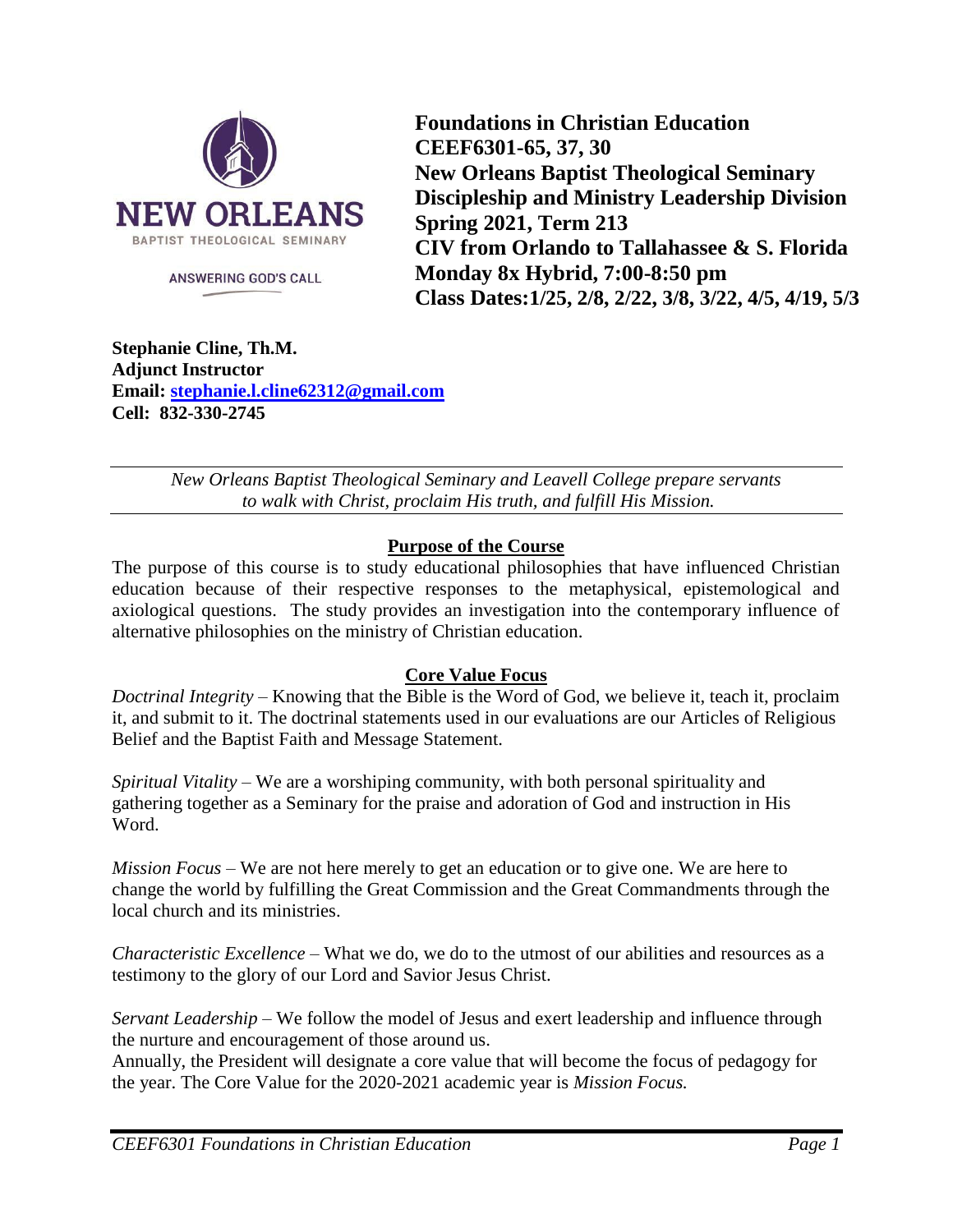**NEW ORLEANS**
BAPTIST THEOLOGICAL SEMINARY

ANSWERING GOD'S CALL

**Foundations in Christian Education**
**CEEF6301-65, 37, 30**
**New Orleans Baptist Theological Seminary**
**Discipleship and Ministry Leadership Division**
**Spring 2021, Term 213**
**CIV from Orlando to Tallahassee & S. Florida**
**Monday 8x Hybrid, 7:00-8:50 pm**
**Class Dates:1/25, 2/8, 2/22, 3/8, 3/22, 4/5, 4/19, 5/3**

**Stephanie Cline, Th.M.**
**Adjunct Instructor**
**Email: stephanie.l.cline62312@gmail.com**
**Cell: 832-330-2745**

---

*New Orleans Baptist Theological Seminary and Leavell College prepare servants to walk with Christ, proclaim His truth, and fulfill His Mission.*

---

## Purpose of the Course

The purpose of this course is to study educational philosophies that have influenced Christian education because of their respective responses to the metaphysical, epistemological and axiological questions. The study provides an investigation into the contemporary influence of alternative philosophies on the ministry of Christian education.

## Core Value Focus

*Doctrinal Integrity* – Knowing that the Bible is the Word of God, we believe it, teach it, proclaim it, and submit to it. The doctrinal statements used in our evaluations are our Articles of Religious Belief and the Baptist Faith and Message Statement.

*Spiritual Vitality* – We are a worshiping community, with both personal spirituality and gathering together as a Seminary for the praise and adoration of God and instruction in His Word.

*Mission Focus* – We are not here merely to get an education or to give one. We are here to change the world by fulfilling the Great Commission and the Great Commandments through the local church and its ministries.

*Characteristic Excellence* – What we do, we do to the utmost of our abilities and resources as a testimony to the glory of our Lord and Savior Jesus Christ.

*Servant Leadership* – We follow the model of Jesus and exert leadership and influence through the nurture and encouragement of those around us.
Annually, the President will designate a core value that will become the focus of pedagogy for the year. The Core Value for the 2020-2021 academic year is *Mission Focus.*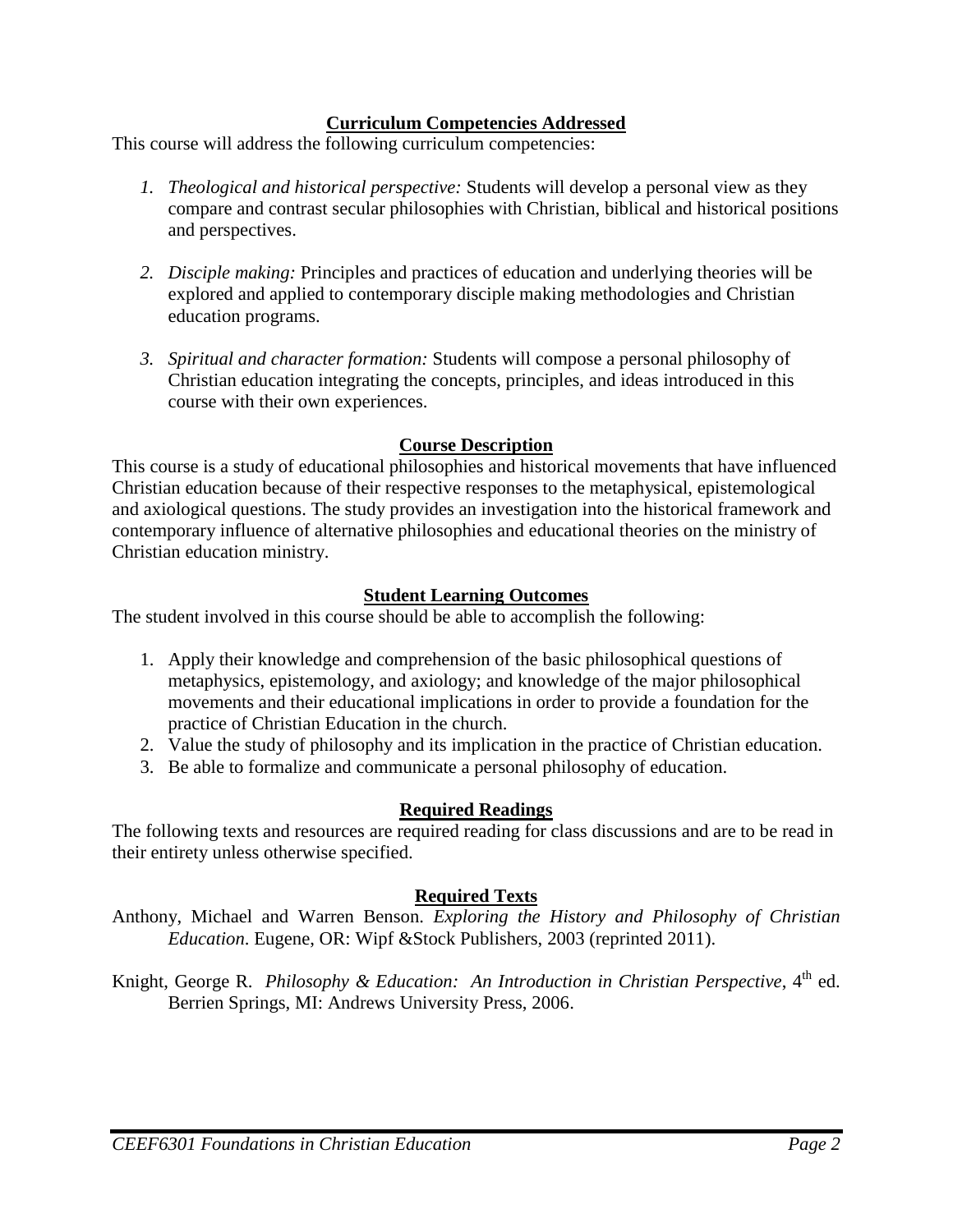## Curriculum Competencies Addressed

This course will address the following curriculum competencies:

1. *Theological and historical perspective:* Students will develop a personal view as they compare and contrast secular philosophies with Christian, biblical and historical positions and perspectives.

2. *Disciple making:* Principles and practices of education and underlying theories will be explored and applied to contemporary disciple making methodologies and Christian education programs.

3. *Spiritual and character formation:* Students will compose a personal philosophy of Christian education integrating the concepts, principles, and ideas introduced in this course with their own experiences.

## Course Description

This course is a study of educational philosophies and historical movements that have influenced Christian education because of their respective responses to the metaphysical, epistemological and axiological questions. The study provides an investigation into the historical framework and contemporary influence of alternative philosophies and educational theories on the ministry of Christian education ministry.

## Student Learning Outcomes

The student involved in this course should be able to accomplish the following:

1. Apply their knowledge and comprehension of the basic philosophical questions of metaphysics, epistemology, and axiology; and knowledge of the major philosophical movements and their educational implications in order to provide a foundation for the practice of Christian Education in the church.
2. Value the study of philosophy and its implication in the practice of Christian education.
3. Be able to formalize and communicate a personal philosophy of education.

## Required Readings

The following texts and resources are required reading for class discussions and are to be read in their entirety unless otherwise specified.

## Required Texts

Anthony, Michael and Warren Benson. *Exploring the History and Philosophy of Christian Education*. Eugene, OR: Wipf &Stock Publishers, 2003 (reprinted 2011).

Knight, George R. *Philosophy & Education: An Introduction in Christian Perspective*, 4th ed. Berrien Springs, MI: Andrews University Press, 2006.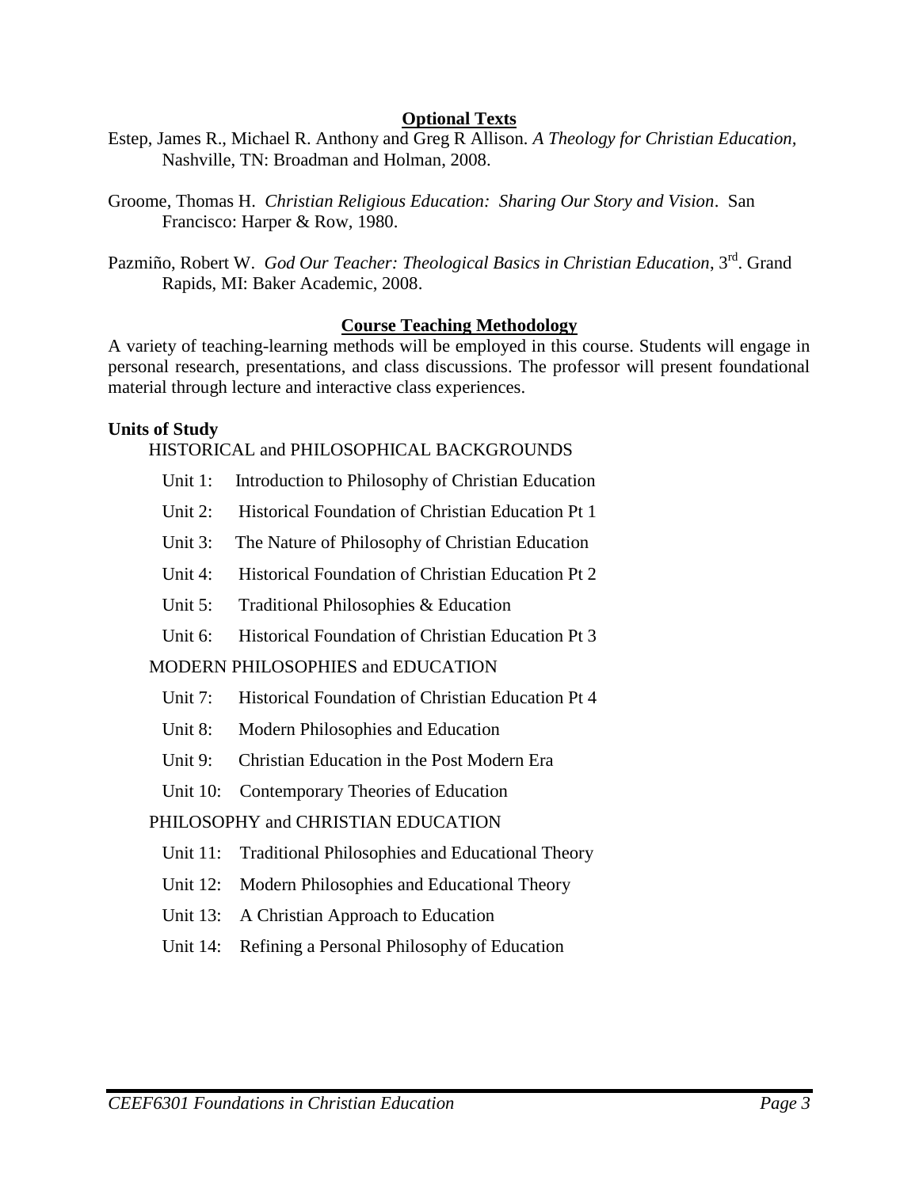## Optional Texts

Estep, James R., Michael R. Anthony and Greg R Allison. *A Theology for Christian Education,* Nashville, TN: Broadman and Holman, 2008.

Groome, Thomas H. *Christian Religious Education: Sharing Our Story and Vision*. San Francisco: Harper & Row, 1980.

Pazmiño, Robert W. *God Our Teacher: Theological Basics in Christian Education*, 3rd. Grand Rapids, MI: Baker Academic, 2008.

## Course Teaching Methodology

A variety of teaching-learning methods will be employed in this course. Students will engage in personal research, presentations, and class discussions. The professor will present foundational material through lecture and interactive class experiences.

**Units of Study**

HISTORICAL and PHILOSOPHICAL BACKGROUNDS

- Unit 1: Introduction to Philosophy of Christian Education
- Unit 2: Historical Foundation of Christian Education Pt 1
- Unit 3: The Nature of Philosophy of Christian Education
- Unit 4: Historical Foundation of Christian Education Pt 2
- Unit 5: Traditional Philosophies & Education
- Unit 6: Historical Foundation of Christian Education Pt 3

MODERN PHILOSOPHIES and EDUCATION

- Unit 7: Historical Foundation of Christian Education Pt 4
- Unit 8: Modern Philosophies and Education
- Unit 9: Christian Education in the Post Modern Era
- Unit 10: Contemporary Theories of Education

PHILOSOPHY and CHRISTIAN EDUCATION

- Unit 11: Traditional Philosophies and Educational Theory
- Unit 12: Modern Philosophies and Educational Theory
- Unit 13: A Christian Approach to Education
- Unit 14: Refining a Personal Philosophy of Education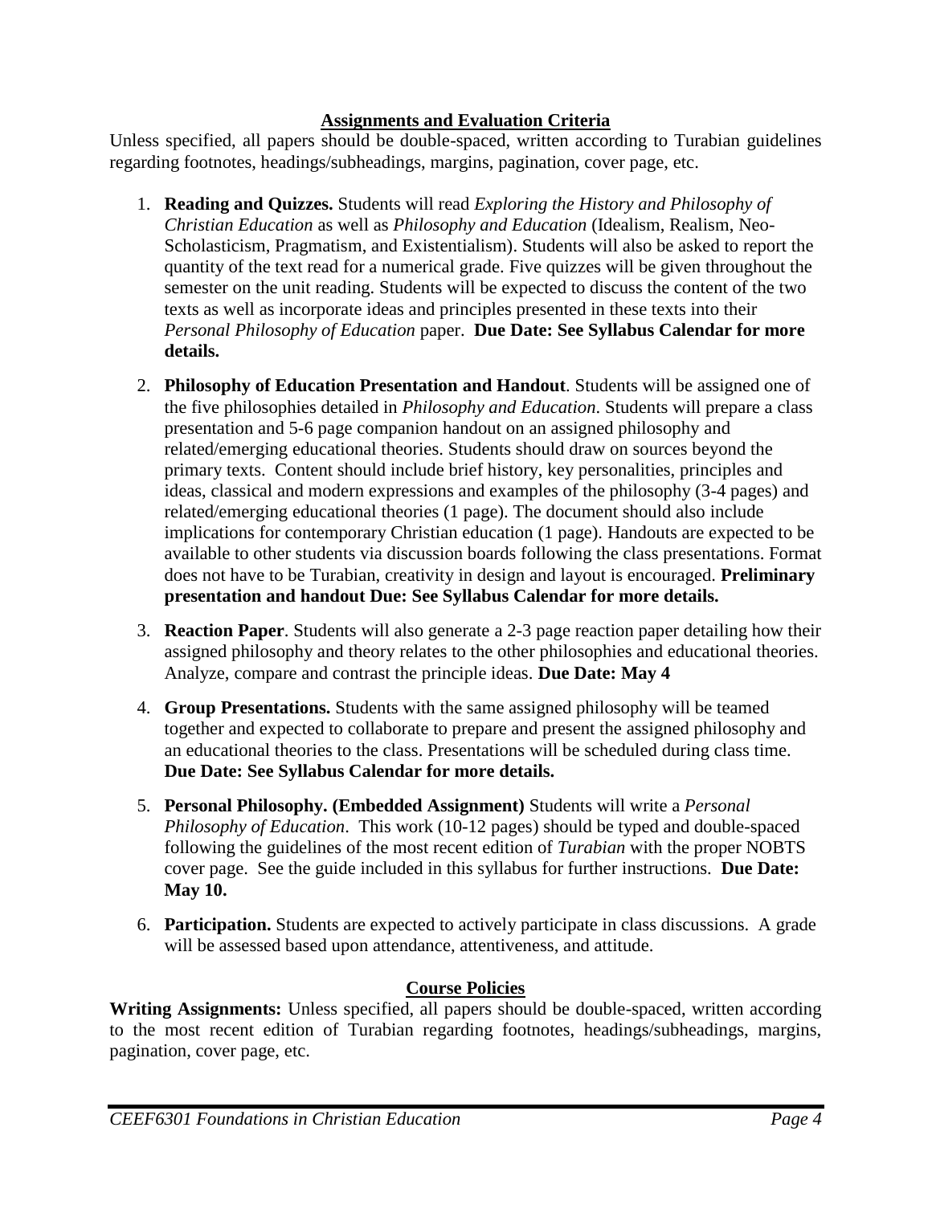## Assignments and Evaluation Criteria

Unless specified, all papers should be double-spaced, written according to Turabian guidelines regarding footnotes, headings/subheadings, margins, pagination, cover page, etc.

1. **Reading and Quizzes.** Students will read *Exploring the History and Philosophy of Christian Education* as well as *Philosophy and Education* (Idealism, Realism, Neo-Scholasticism, Pragmatism, and Existentialism). Students will also be asked to report the quantity of the text read for a numerical grade. Five quizzes will be given throughout the semester on the unit reading. Students will be expected to discuss the content of the two texts as well as incorporate ideas and principles presented in these texts into their *Personal Philosophy of Education* paper. **Due Date: See Syllabus Calendar for more details.**

2. **Philosophy of Education Presentation and Handout**. Students will be assigned one of the five philosophies detailed in *Philosophy and Education.* Students will prepare a class presentation and 5-6 page companion handout on an assigned philosophy and related/emerging educational theories. Students should draw on sources beyond the primary texts. Content should include brief history, key personalities, principles and ideas, classical and modern expressions and examples of the philosophy (3-4 pages) and related/emerging educational theories (1 page). The document should also include implications for contemporary Christian education (1 page). Handouts are expected to be available to other students via discussion boards following the class presentations. Format does not have to be Turabian, creativity in design and layout is encouraged. **Preliminary presentation and handout Due: See Syllabus Calendar for more details.**

3. **Reaction Paper**. Students will also generate a 2-3 page reaction paper detailing how their assigned philosophy and theory relates to the other philosophies and educational theories. Analyze, compare and contrast the principle ideas. **Due Date: May 4**

4. **Group Presentations.** Students with the same assigned philosophy will be teamed together and expected to collaborate to prepare and present the assigned philosophy and an educational theories to the class. Presentations will be scheduled during class time. **Due Date: See Syllabus Calendar for more details.**

5. **Personal Philosophy. (Embedded Assignment)** Students will write a *Personal Philosophy of Education*. This work (10-12 pages) should be typed and double-spaced following the guidelines of the most recent edition of *Turabian* with the proper NOBTS cover page. See the guide included in this syllabus for further instructions. **Due Date: May 10.**

6. **Participation.** Students are expected to actively participate in class discussions. A grade will be assessed based upon attendance, attentiveness, and attitude.

## Course Policies

**Writing Assignments:** Unless specified, all papers should be double-spaced, written according to the most recent edition of Turabian regarding footnotes, headings/subheadings, margins, pagination, cover page, etc.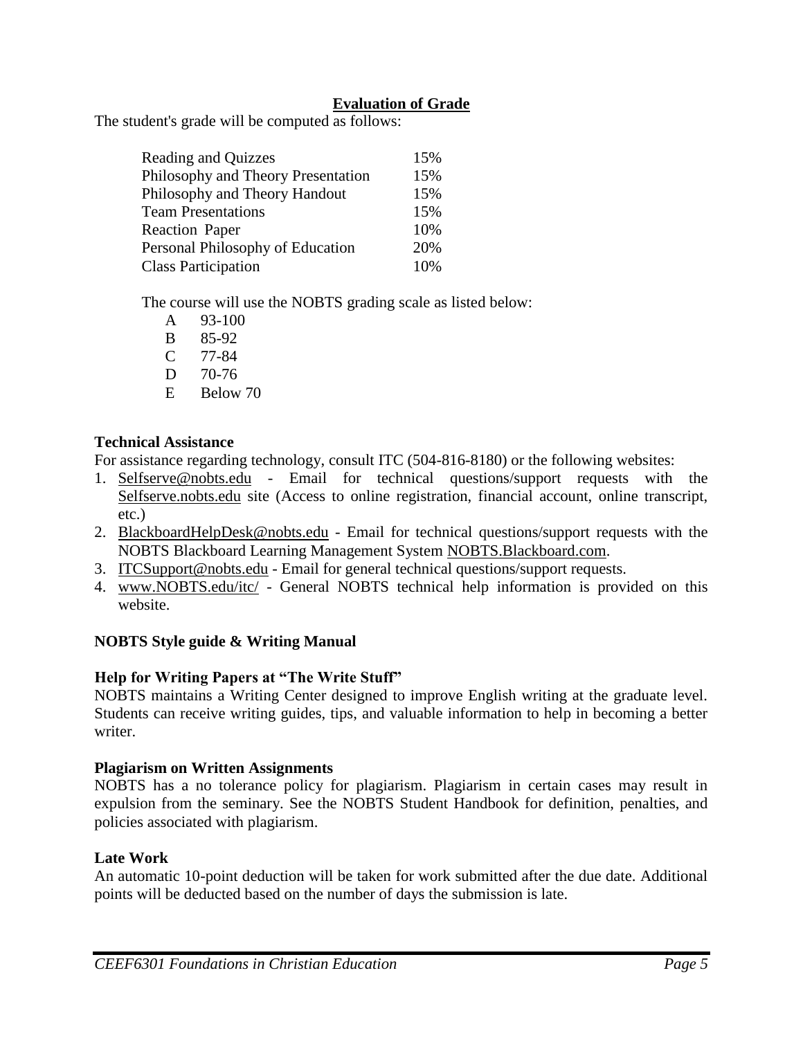## Evaluation of Grade

The student's grade will be computed as follows:

| | |
|---|---|
| Reading and Quizzes | 15% |
| Philosophy and Theory Presentation | 15% |
| Philosophy and Theory Handout | 15% |
| Team Presentations | 15% |
| Reaction Paper | 10% |
| Personal Philosophy of Education | 20% |
| Class Participation | 10% |

The course will use the NOBTS grading scale as listed below:

| | |
|---|---|
| A | 93-100 |
| B | 85-92 |
| C | 77-84 |
| D | 70-76 |
| E | Below 70 |

### Technical Assistance

For assistance regarding technology, consult ITC (504-816-8180) or the following websites:

1. Selfserve@nobts.edu - Email for technical questions/support requests with the Selfserve.nobts.edu site (Access to online registration, financial account, online transcript, etc.)
2. BlackboardHelpDesk@nobts.edu - Email for technical questions/support requests with the NOBTS Blackboard Learning Management System NOBTS.Blackboard.com.
3. ITCSupport@nobts.edu - Email for general technical questions/support requests.
4. www.NOBTS.edu/itc/ - General NOBTS technical help information is provided on this website.

### NOBTS Style guide & Writing Manual

### Help for Writing Papers at "The Write Stuff"

NOBTS maintains a Writing Center designed to improve English writing at the graduate level. Students can receive writing guides, tips, and valuable information to help in becoming a better writer.

### Plagiarism on Written Assignments

NOBTS has a no tolerance policy for plagiarism. Plagiarism in certain cases may result in expulsion from the seminary. See the NOBTS Student Handbook for definition, penalties, and policies associated with plagiarism.

### Late Work

An automatic 10-point deduction will be taken for work submitted after the due date. Additional points will be deducted based on the number of days the submission is late.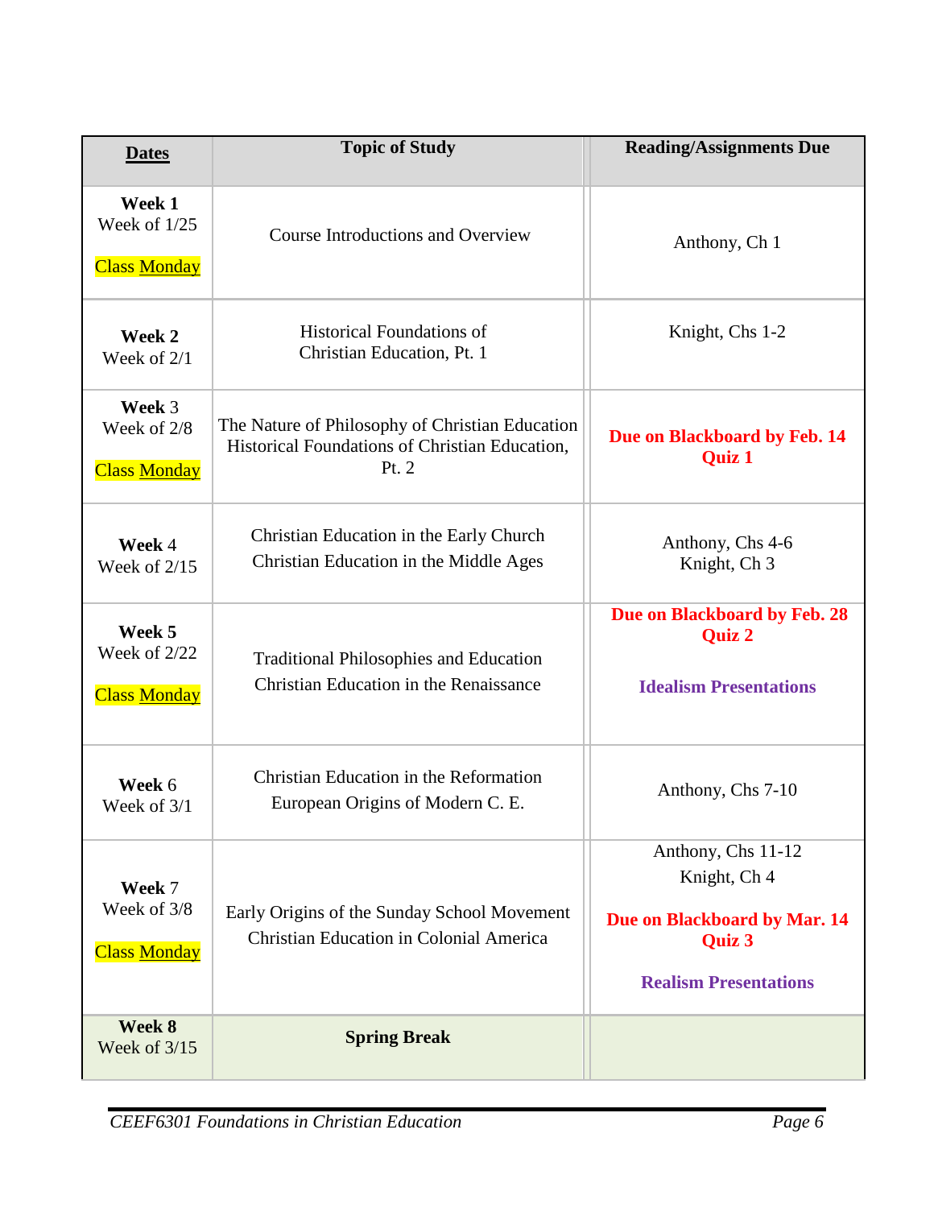| Dates | Topic of Study | Reading/Assignments Due |
|---|---|---|
| **Week 1**<br>Week of 1/25<br><br>Class Monday | Course Introductions and Overview | Anthony, Ch 1 |
| **Week 2**<br>Week of 2/1 | Historical Foundations of Christian Education, Pt. 1 | Knight, Chs 1-2 |
| **Week** 3<br>Week of 2/8<br><br>Class Monday | The Nature of Philosophy of Christian Education<br>Historical Foundations of Christian Education, Pt. 2 | **Due on Blackboard by Feb. 14**<br>**Quiz 1** |
| **Week** 4<br>Week of 2/15 | Christian Education in the Early Church<br>Christian Education in the Middle Ages | Anthony, Chs 4-6<br>Knight, Ch 3 |
| **Week 5**<br>Week of 2/22<br><br>Class Monday | Traditional Philosophies and Education<br>Christian Education in the Renaissance | **Due on Blackboard by Feb. 28**<br>**Quiz 2**<br><br>**Idealism Presentations** |
| **Week** 6<br>Week of 3/1 | Christian Education in the Reformation<br>European Origins of Modern C. E. | Anthony, Chs 7-10 |
| **Week** 7<br>Week of 3/8<br><br>Class Monday | Early Origins of the Sunday School Movement<br>Christian Education in Colonial America | Anthony, Chs 11-12<br>Knight, Ch 4<br><br>**Due on Blackboard by Mar. 14**<br>**Quiz 3**<br><br>**Realism Presentations** |
| **Week 8**<br>Week of 3/15 | **Spring Break** | |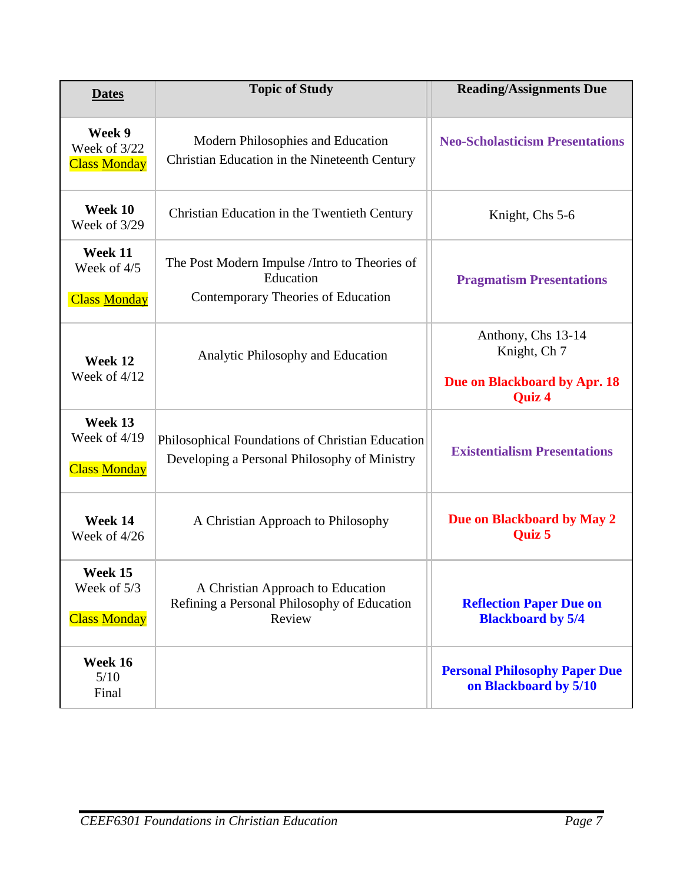| **Dates** | **Topic of Study** | **Reading/Assignments Due** |
|---|---|---|
| **Week 9** Week of 3/22 Class Monday | Modern Philosophies and Education Christian Education in the Nineteenth Century | **Neo-Scholasticism Presentations** |
| **Week 10** Week of 3/29 | Christian Education in the Twentieth Century | Knight, Chs 5-6 |
| **Week 11** Week of 4/5 Class Monday | The Post Modern Impulse /Intro to Theories of Education Contemporary Theories of Education | **Pragmatism Presentations** |
| **Week 12** Week of 4/12 | Analytic Philosophy and Education | Anthony, Chs 13-14 Knight, Ch 7 **Due on Blackboard by Apr. 18 Quiz 4** |
| **Week 13** Week of 4/19 Class Monday | Philosophical Foundations of Christian Education Developing a Personal Philosophy of Ministry | **Existentialism Presentations** |
| **Week 14** Week of 4/26 | A Christian Approach to Philosophy | **Due on Blackboard by May 2 Quiz 5** |
| **Week 15** Week of 5/3 Class Monday | A Christian Approach to Education Refining a Personal Philosophy of Education Review | **Reflection Paper Due on Blackboard by 5/4** |
| **Week 16** 5/10 Final | | **Personal Philosophy Paper Due on Blackboard by 5/10** |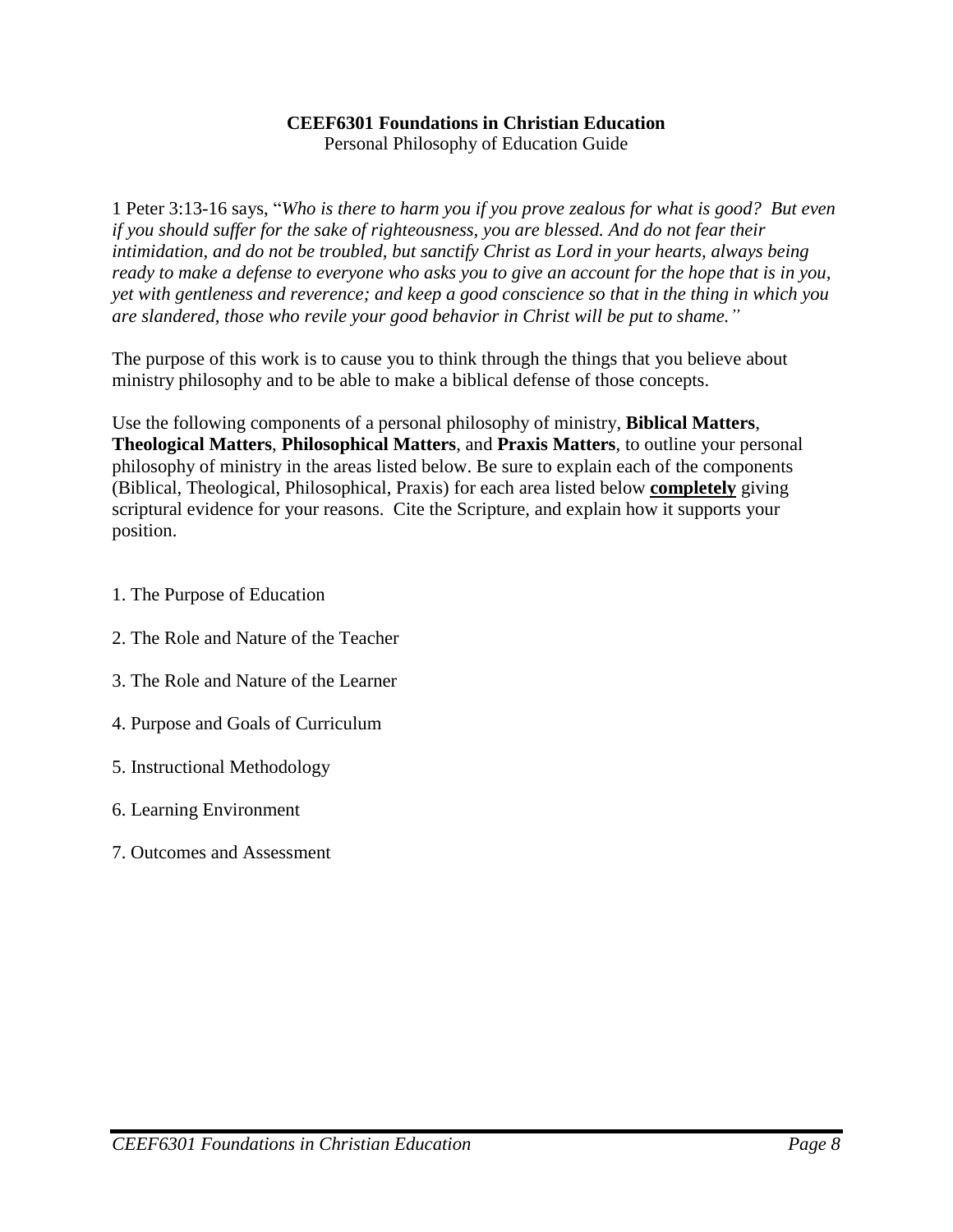**CEEF6301 Foundations in Christian Education**

Personal Philosophy of Education Guide

1 Peter 3:13-16 says, "*Who is there to harm you if you prove zealous for what is good? But even if you should suffer for the sake of righteousness, you are blessed. And do not fear their intimidation, and do not be troubled, but sanctify Christ as Lord in your hearts, always being ready to make a defense to everyone who asks you to give an account for the hope that is in you, yet with gentleness and reverence; and keep a good conscience so that in the thing in which you are slandered, those who revile your good behavior in Christ will be put to shame.*"

The purpose of this work is to cause you to think through the things that you believe about ministry philosophy and to be able to make a biblical defense of those concepts.

Use the following components of a personal philosophy of ministry, **Biblical Matters**, **Theological Matters**, **Philosophical Matters**, and **Praxis Matters**, to outline your personal philosophy of ministry in the areas listed below. Be sure to explain each of the components (Biblical, Theological, Philosophical, Praxis) for each area listed below **completely** giving scriptural evidence for your reasons. Cite the Scripture, and explain how it supports your position.

1. The Purpose of Education
2. The Role and Nature of the Teacher
3. The Role and Nature of the Learner
4. Purpose and Goals of Curriculum
5. Instructional Methodology
6. Learning Environment
7. Outcomes and Assessment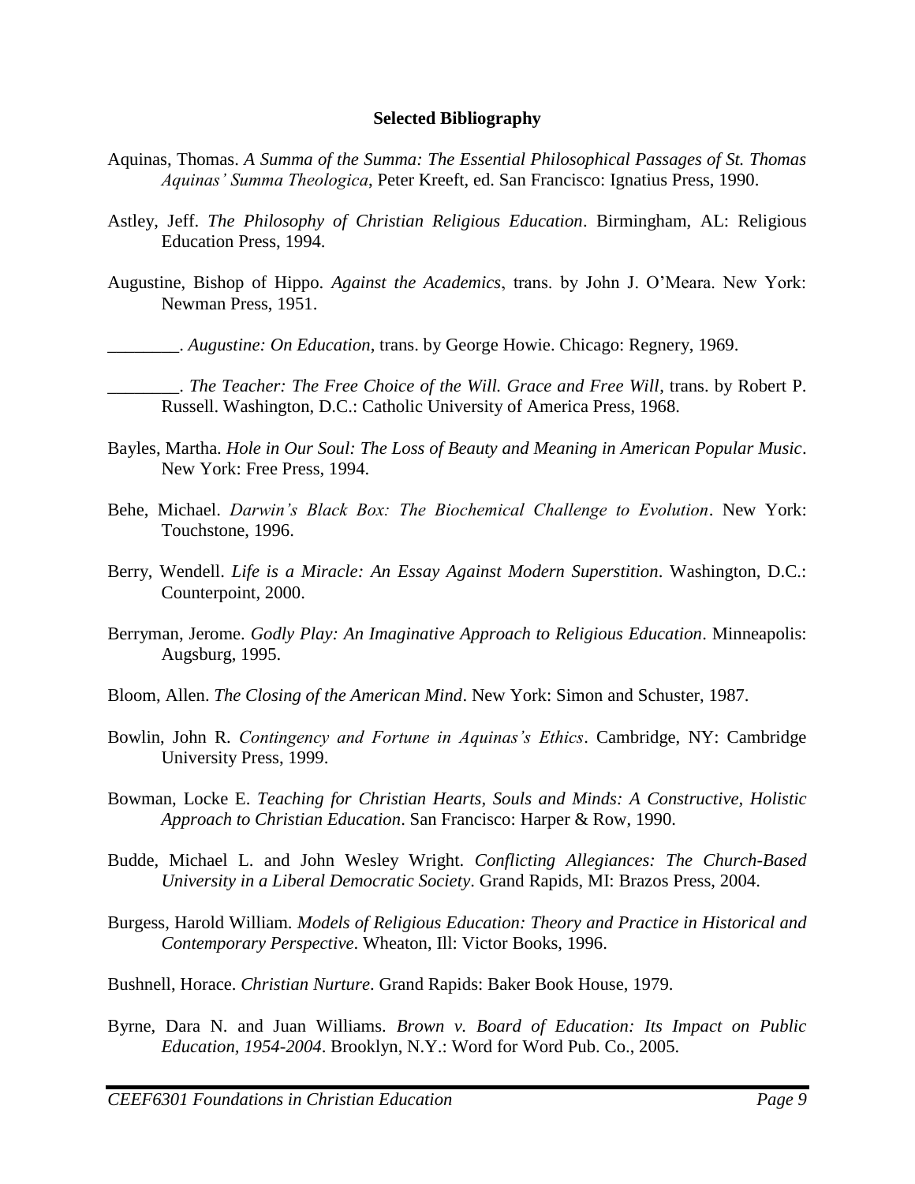**Selected Bibliography**

Aquinas, Thomas. *A Summa of the Summa: The Essential Philosophical Passages of St. Thomas Aquinas' Summa Theologica*, Peter Kreeft, ed. San Francisco: Ignatius Press, 1990.

Astley, Jeff. *The Philosophy of Christian Religious Education*. Birmingham, AL: Religious Education Press, 1994.

Augustine, Bishop of Hippo. *Against the Academics*, trans. by John J. O'Meara. New York: Newman Press, 1951.

________. *Augustine: On Education*, trans. by George Howie. Chicago: Regnery, 1969.

________. *The Teacher: The Free Choice of the Will. Grace and Free Will*, trans. by Robert P. Russell. Washington, D.C.: Catholic University of America Press, 1968.

Bayles, Martha. *Hole in Our Soul: The Loss of Beauty and Meaning in American Popular Music*. New York: Free Press, 1994.

Behe, Michael. *Darwin's Black Box: The Biochemical Challenge to Evolution*. New York: Touchstone, 1996.

Berry, Wendell. *Life is a Miracle: An Essay Against Modern Superstition*. Washington, D.C.: Counterpoint, 2000.

Berryman, Jerome. *Godly Play: An Imaginative Approach to Religious Education*. Minneapolis: Augsburg, 1995.

Bloom, Allen. *The Closing of the American Mind*. New York: Simon and Schuster, 1987.

Bowlin, John R. *Contingency and Fortune in Aquinas's Ethics*. Cambridge, NY: Cambridge University Press, 1999.

Bowman, Locke E. *Teaching for Christian Hearts, Souls and Minds: A Constructive, Holistic Approach to Christian Education*. San Francisco: Harper & Row, 1990.

Budde, Michael L. and John Wesley Wright. *Conflicting Allegiances: The Church-Based University in a Liberal Democratic Society*. Grand Rapids, MI: Brazos Press, 2004.

Burgess, Harold William. *Models of Religious Education: Theory and Practice in Historical and Contemporary Perspective*. Wheaton, Ill: Victor Books, 1996.

Bushnell, Horace. *Christian Nurture*. Grand Rapids: Baker Book House, 1979.

Byrne, Dara N. and Juan Williams. *Brown v. Board of Education: Its Impact on Public Education, 1954-2004*. Brooklyn, N.Y.: Word for Word Pub. Co., 2005.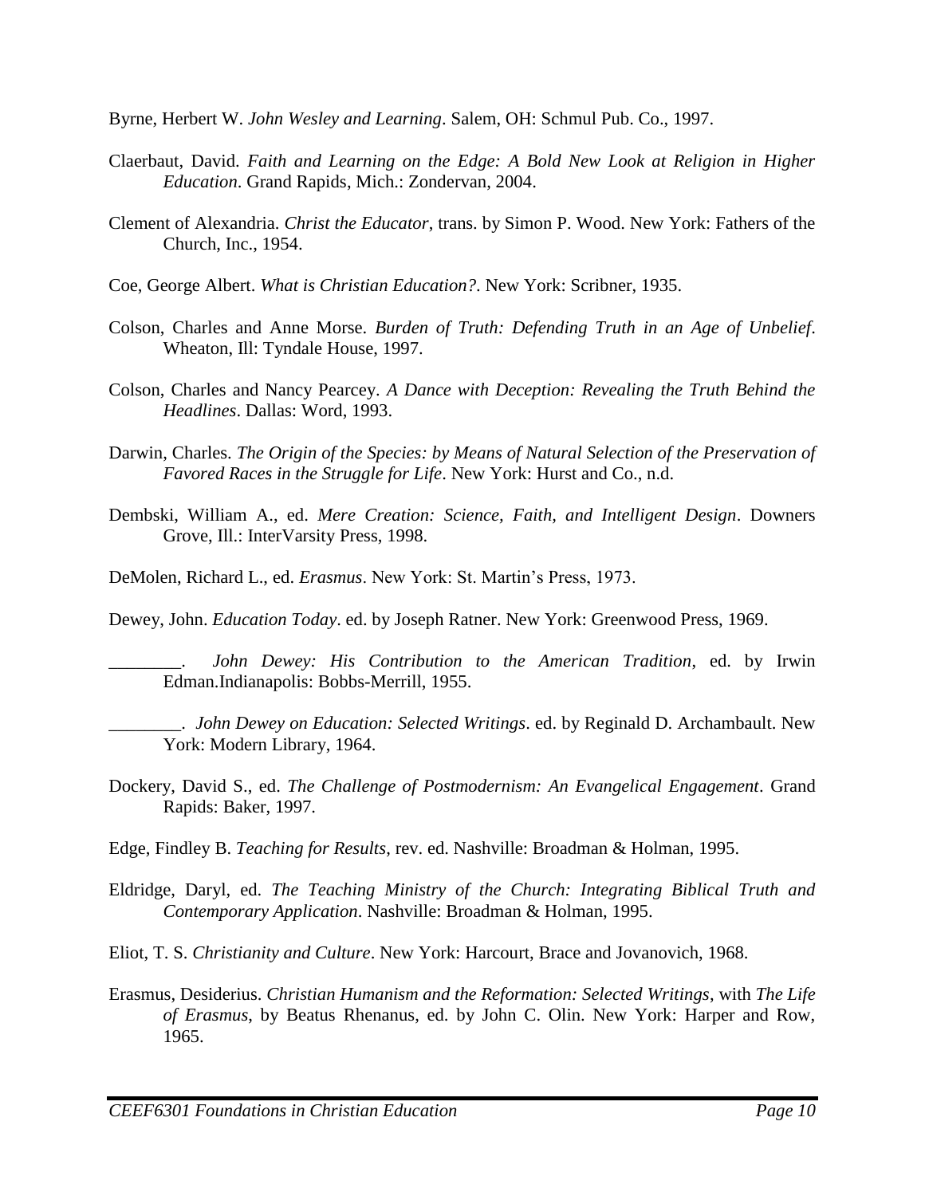Byrne, Herbert W. *John Wesley and Learning*. Salem, OH: Schmul Pub. Co., 1997.

Claerbaut, David. *Faith and Learning on the Edge: A Bold New Look at Religion in Higher Education*. Grand Rapids, Mich.: Zondervan, 2004.

Clement of Alexandria. *Christ the Educator*, trans. by Simon P. Wood. New York: Fathers of the Church, Inc., 1954.

Coe, George Albert. *What is Christian Education?*. New York: Scribner, 1935.

Colson, Charles and Anne Morse. *Burden of Truth: Defending Truth in an Age of Unbelief*. Wheaton, Ill: Tyndale House, 1997.

Colson, Charles and Nancy Pearcey. *A Dance with Deception: Revealing the Truth Behind the Headlines*. Dallas: Word, 1993.

Darwin, Charles. *The Origin of the Species: by Means of Natural Selection of the Preservation of Favored Races in the Struggle for Life*. New York: Hurst and Co., n.d.

Dembski, William A., ed. *Mere Creation: Science, Faith, and Intelligent Design*. Downers Grove, Ill.: InterVarsity Press, 1998.

DeMolen, Richard L., ed. *Erasmus*. New York: St. Martin's Press, 1973.

Dewey, John. *Education Today*. ed. by Joseph Ratner. New York: Greenwood Press, 1969.

________. *John Dewey: His Contribution to the American Tradition*, ed. by Irwin Edman.Indianapolis: Bobbs-Merrill, 1955.

________. *John Dewey on Education: Selected Writings*. ed. by Reginald D. Archambault. New York: Modern Library, 1964.

Dockery, David S., ed. *The Challenge of Postmodernism: An Evangelical Engagement*. Grand Rapids: Baker, 1997.

Edge, Findley B. *Teaching for Results*, rev. ed. Nashville: Broadman & Holman, 1995.

Eldridge, Daryl, ed. *The Teaching Ministry of the Church: Integrating Biblical Truth and Contemporary Application*. Nashville: Broadman & Holman, 1995.

Eliot, T. S. *Christianity and Culture*. New York: Harcourt, Brace and Jovanovich, 1968.

Erasmus, Desiderius. *Christian Humanism and the Reformation: Selected Writings*, with *The Life of Erasmus*, by Beatus Rhenanus, ed. by John C. Olin. New York: Harper and Row, 1965.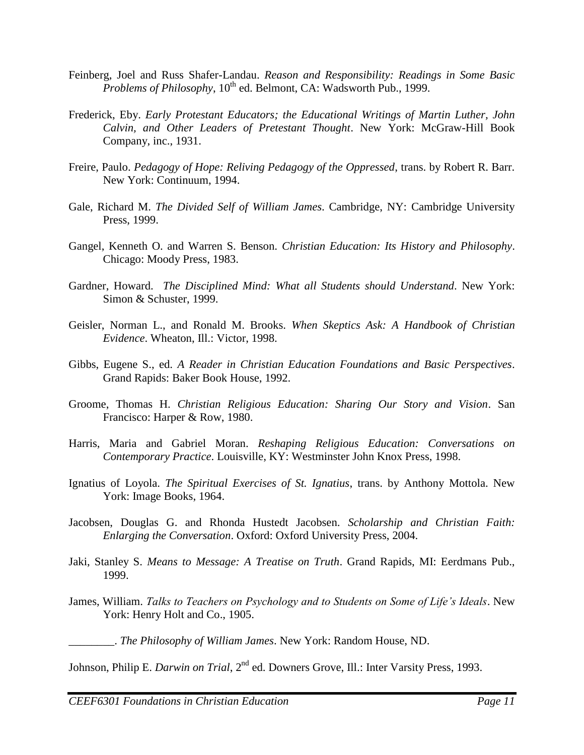Feinberg, Joel and Russ Shafer-Landau. *Reason and Responsibility: Readings in Some Basic Problems of Philosophy*, 10th ed. Belmont, CA: Wadsworth Pub., 1999.

Frederick, Eby. *Early Protestant Educators; the Educational Writings of Martin Luther, John Calvin, and Other Leaders of Pretestant Thought*. New York: McGraw-Hill Book Company, inc., 1931.

Freire, Paulo. *Pedagogy of Hope: Reliving Pedagogy of the Oppressed*, trans. by Robert R. Barr. New York: Continuum, 1994.

Gale, Richard M. *The Divided Self of William James*. Cambridge, NY: Cambridge University Press, 1999.

Gangel, Kenneth O. and Warren S. Benson. *Christian Education: Its History and Philosophy*. Chicago: Moody Press, 1983.

Gardner, Howard. *The Disciplined Mind: What all Students should Understand*. New York: Simon & Schuster, 1999.

Geisler, Norman L., and Ronald M. Brooks. *When Skeptics Ask: A Handbook of Christian Evidence*. Wheaton, Ill.: Victor, 1998.

Gibbs, Eugene S., ed. *A Reader in Christian Education Foundations and Basic Perspectives*. Grand Rapids: Baker Book House, 1992.

Groome, Thomas H. *Christian Religious Education: Sharing Our Story and Vision*. San Francisco: Harper & Row, 1980.

Harris, Maria and Gabriel Moran. *Reshaping Religious Education: Conversations on Contemporary Practice*. Louisville, KY: Westminster John Knox Press, 1998.

Ignatius of Loyola. *The Spiritual Exercises of St. Ignatius*, trans. by Anthony Mottola. New York: Image Books, 1964.

Jacobsen, Douglas G. and Rhonda Hustedt Jacobsen. *Scholarship and Christian Faith: Enlarging the Conversation*. Oxford: Oxford University Press, 2004.

Jaki, Stanley S. *Means to Message: A Treatise on Truth*. Grand Rapids, MI: Eerdmans Pub., 1999.

James, William. *Talks to Teachers on Psychology and to Students on Some of Life's Ideals*. New York: Henry Holt and Co., 1905.

________. *The Philosophy of William James*. New York: Random House, ND.

Johnson, Philip E. *Darwin on Trial*, 2nd ed. Downers Grove, Ill.: Inter Varsity Press, 1993.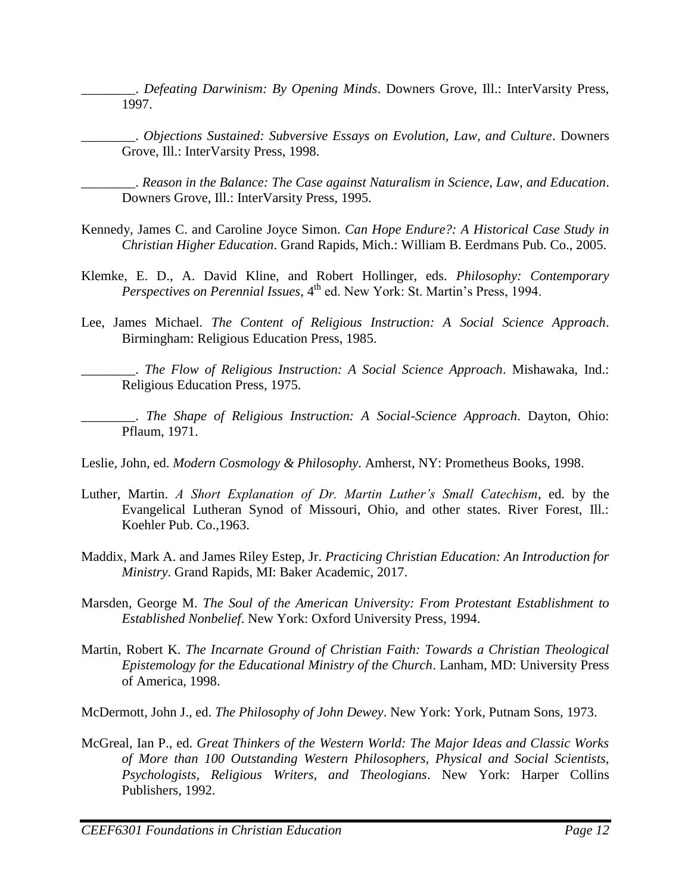________. *Defeating Darwinism: By Opening Minds*. Downers Grove, Ill.: InterVarsity Press, 1997.

________. *Objections Sustained: Subversive Essays on Evolution, Law, and Culture*. Downers Grove, Ill.: InterVarsity Press, 1998.

________. *Reason in the Balance: The Case against Naturalism in Science, Law, and Education*. Downers Grove, Ill.: InterVarsity Press, 1995.

Kennedy, James C. and Caroline Joyce Simon. *Can Hope Endure?: A Historical Case Study in Christian Higher Education*. Grand Rapids, Mich.: William B. Eerdmans Pub. Co., 2005.

Klemke, E. D., A. David Kline, and Robert Hollinger, eds. *Philosophy: Contemporary Perspectives on Perennial Issues*, 4th ed. New York: St. Martin's Press, 1994.

Lee, James Michael. *The Content of Religious Instruction: A Social Science Approach*. Birmingham: Religious Education Press, 1985.

________. *The Flow of Religious Instruction: A Social Science Approach*. Mishawaka, Ind.: Religious Education Press, 1975.

________. *The Shape of Religious Instruction: A Social-Science Approach*. Dayton, Ohio: Pflaum, 1971.

Leslie, John, ed. *Modern Cosmology & Philosophy*. Amherst, NY: Prometheus Books, 1998.

Luther, Martin. *A Short Explanation of Dr. Martin Luther's Small Catechism*, ed. by the Evangelical Lutheran Synod of Missouri, Ohio, and other states. River Forest, Ill.: Koehler Pub. Co.,1963.

Maddix, Mark A. and James Riley Estep, Jr. *Practicing Christian Education: An Introduction for Ministry*. Grand Rapids, MI: Baker Academic, 2017.

Marsden, George M. *The Soul of the American University: From Protestant Establishment to Established Nonbelief*. New York: Oxford University Press, 1994.

Martin, Robert K. *The Incarnate Ground of Christian Faith: Towards a Christian Theological Epistemology for the Educational Ministry of the Church*. Lanham, MD: University Press of America, 1998.

McDermott, John J., ed. *The Philosophy of John Dewey*. New York: York, Putnam Sons, 1973.

McGreal, Ian P., ed. *Great Thinkers of the Western World: The Major Ideas and Classic Works of More than 100 Outstanding Western Philosophers, Physical and Social Scientists, Psychologists, Religious Writers, and Theologians*. New York: Harper Collins Publishers, 1992.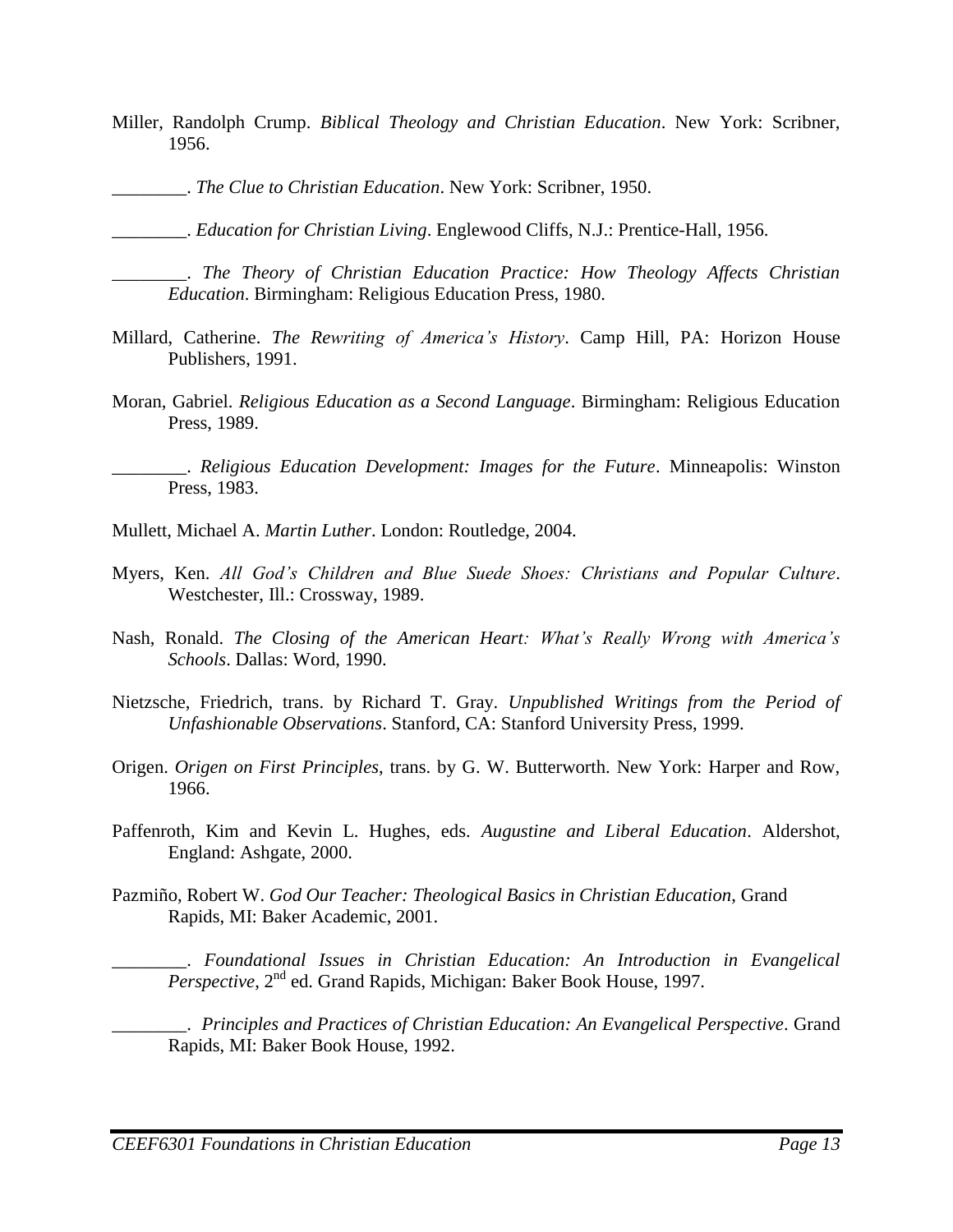Miller, Randolph Crump. *Biblical Theology and Christian Education*. New York: Scribner, 1956.

________. *The Clue to Christian Education*. New York: Scribner, 1950.

________. *Education for Christian Living*. Englewood Cliffs, N.J.: Prentice-Hall, 1956.

________. *The Theory of Christian Education Practice: How Theology Affects Christian Education*. Birmingham: Religious Education Press, 1980.

Millard, Catherine. *The Rewriting of America's History*. Camp Hill, PA: Horizon House Publishers, 1991.

Moran, Gabriel. *Religious Education as a Second Language*. Birmingham: Religious Education Press, 1989.

________. *Religious Education Development: Images for the Future*. Minneapolis: Winston Press, 1983.

Mullett, Michael A. *Martin Luther*. London: Routledge, 2004.

Myers, Ken. *All God's Children and Blue Suede Shoes: Christians and Popular Culture*. Westchester, Ill.: Crossway, 1989.

Nash, Ronald. *The Closing of the American Heart: What's Really Wrong with America's Schools*. Dallas: Word, 1990.

Nietzsche, Friedrich, trans. by Richard T. Gray. *Unpublished Writings from the Period of Unfashionable Observations*. Stanford, CA: Stanford University Press, 1999.

Origen. *Origen on First Principles*, trans. by G. W. Butterworth. New York: Harper and Row, 1966.

Paffenroth, Kim and Kevin L. Hughes, eds. *Augustine and Liberal Education*. Aldershot, England: Ashgate, 2000.

Pazmiño, Robert W. *God Our Teacher: Theological Basics in Christian Education*, Grand Rapids, MI: Baker Academic, 2001.

________. *Foundational Issues in Christian Education: An Introduction in Evangelical Perspective*, 2nd ed. Grand Rapids, Michigan: Baker Book House, 1997.

________. *Principles and Practices of Christian Education: An Evangelical Perspective*. Grand Rapids, MI: Baker Book House, 1992.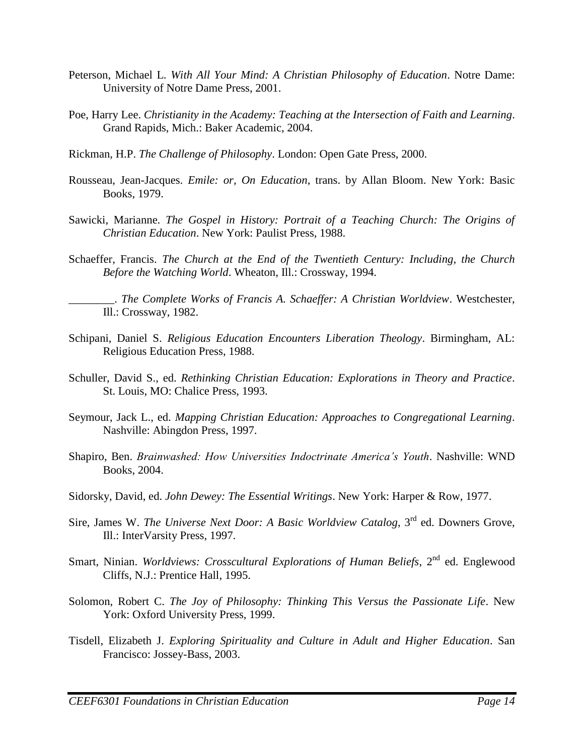Peterson, Michael L. *With All Your Mind: A Christian Philosophy of Education*. Notre Dame: University of Notre Dame Press, 2001.

Poe, Harry Lee. *Christianity in the Academy: Teaching at the Intersection of Faith and Learning*. Grand Rapids, Mich.: Baker Academic, 2004.

Rickman, H.P. *The Challenge of Philosophy*. London: Open Gate Press, 2000.

Rousseau, Jean-Jacques. *Emile: or, On Education*, trans. by Allan Bloom. New York: Basic Books, 1979.

Sawicki, Marianne. *The Gospel in History: Portrait of a Teaching Church: The Origins of Christian Education*. New York: Paulist Press, 1988.

Schaeffer, Francis. *The Church at the End of the Twentieth Century: Including, the Church Before the Watching World*. Wheaton, Ill.: Crossway, 1994.

________. *The Complete Works of Francis A. Schaeffer: A Christian Worldview*. Westchester, Ill.: Crossway, 1982.

Schipani, Daniel S. *Religious Education Encounters Liberation Theology*. Birmingham, AL: Religious Education Press, 1988.

Schuller, David S., ed. *Rethinking Christian Education: Explorations in Theory and Practice*. St. Louis, MO: Chalice Press, 1993.

Seymour, Jack L., ed. *Mapping Christian Education: Approaches to Congregational Learning*. Nashville: Abingdon Press, 1997.

Shapiro, Ben. *Brainwashed: How Universities Indoctrinate America's Youth*. Nashville: WND Books, 2004.

Sidorsky, David, ed. *John Dewey: The Essential Writings*. New York: Harper & Row, 1977.

Sire, James W. *The Universe Next Door: A Basic Worldview Catalog*, 3rd ed. Downers Grove, Ill.: InterVarsity Press, 1997.

Smart, Ninian. *Worldviews: Crosscultural Explorations of Human Beliefs*, 2nd ed. Englewood Cliffs, N.J.: Prentice Hall, 1995.

Solomon, Robert C. *The Joy of Philosophy: Thinking This Versus the Passionate Life*. New York: Oxford University Press, 1999.

Tisdell, Elizabeth J. *Exploring Spirituality and Culture in Adult and Higher Education*. San Francisco: Jossey-Bass, 2003.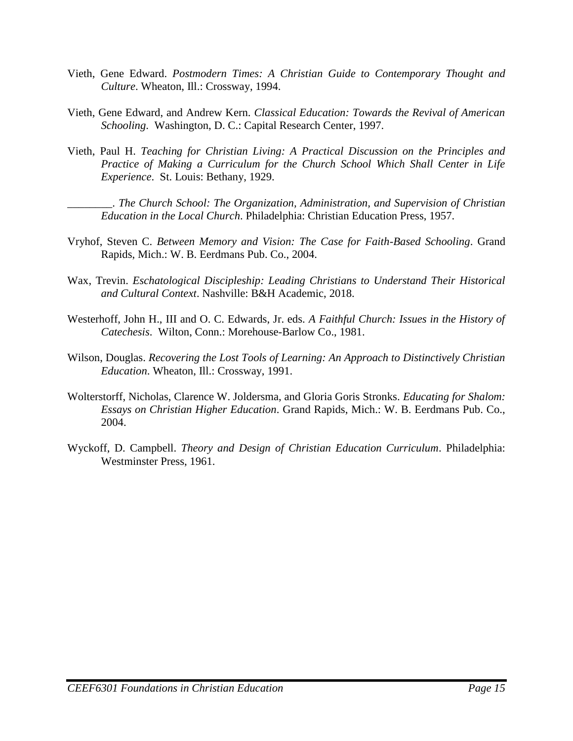Vieth, Gene Edward. *Postmodern Times: A Christian Guide to Contemporary Thought and Culture*. Wheaton, Ill.: Crossway, 1994.

Vieth, Gene Edward, and Andrew Kern. *Classical Education: Towards the Revival of American Schooling*. Washington, D. C.: Capital Research Center, 1997.

Vieth, Paul H. *Teaching for Christian Living: A Practical Discussion on the Principles and Practice of Making a Curriculum for the Church School Which Shall Center in Life Experience*. St. Louis: Bethany, 1929.

________. *The Church School: The Organization, Administration, and Supervision of Christian Education in the Local Church*. Philadelphia: Christian Education Press, 1957.

Vryhof, Steven C. *Between Memory and Vision: The Case for Faith-Based Schooling*. Grand Rapids, Mich.: W. B. Eerdmans Pub. Co., 2004.

Wax, Trevin. *Eschatological Discipleship: Leading Christians to Understand Their Historical and Cultural Context*. Nashville: B&H Academic, 2018.

Westerhoff, John H., III and O. C. Edwards, Jr. eds. *A Faithful Church: Issues in the History of Catechesis*. Wilton, Conn.: Morehouse-Barlow Co., 1981.

Wilson, Douglas. *Recovering the Lost Tools of Learning: An Approach to Distinctively Christian Education*. Wheaton, Ill.: Crossway, 1991.

Wolterstorff, Nicholas, Clarence W. Joldersma, and Gloria Goris Stronks. *Educating for Shalom: Essays on Christian Higher Education*. Grand Rapids, Mich.: W. B. Eerdmans Pub. Co., 2004.

Wyckoff, D. Campbell. *Theory and Design of Christian Education Curriculum*. Philadelphia: Westminster Press, 1961.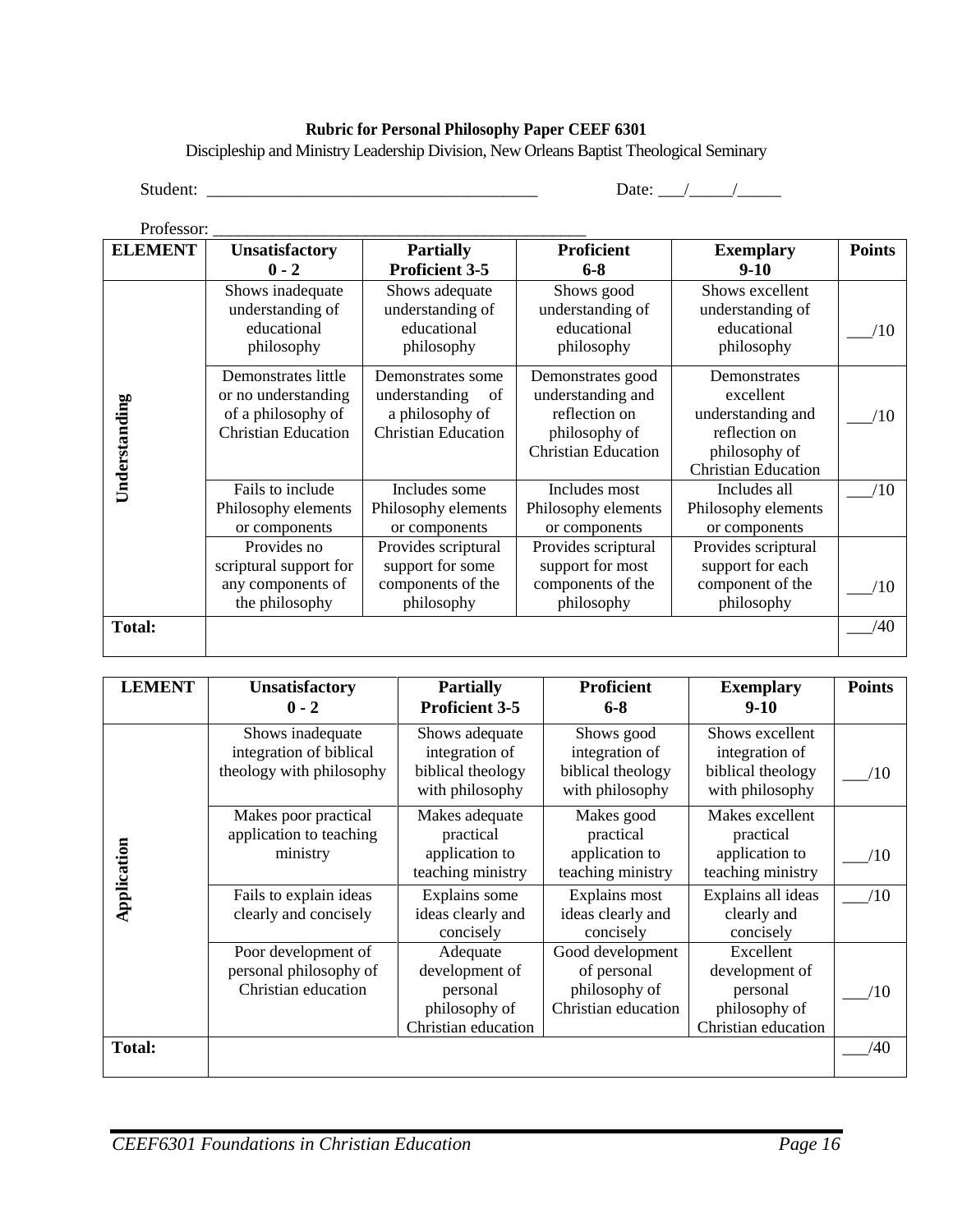**Rubric for Personal Philosophy Paper CEEF 6301**

Discipleship and Ministry Leadership Division, New Orleans Baptist Theological Seminary

Student: ______________________________________ Date: ___/_____/_____

Professor: ___________________________________________

| ELEMENT | Unsatisfactory 0 - 2 | Partially Proficient 3-5 | Proficient 6-8 | Exemplary 9-10 | Points |
|---|---|---|---|---|---|
| Understanding | Shows inadequate understanding of educational philosophy | Shows adequate understanding of educational philosophy | Shows good understanding of educational philosophy | Shows excellent understanding of educational philosophy | ___/10 |
| | Demonstrates little or no understanding of a philosophy of Christian Education | Demonstrates some understanding of a philosophy of Christian Education | Demonstrates good understanding and reflection on philosophy of Christian Education | Demonstrates excellent understanding and reflection on philosophy of Christian Education | ___/10 |
| | Fails to include Philosophy elements or components | Includes some Philosophy elements or components | Includes most Philosophy elements or components | Includes all Philosophy elements or components | ___/10 |
| | Provides no scriptural support for any components of the philosophy | Provides scriptural support for some components of the philosophy | Provides scriptural support for most components of the philosophy | Provides scriptural support for each component of the philosophy | ___/10 |
| **Total:** | | | | | ___/40 |

| LEMENT | Unsatisfactory 0 - 2 | Partially Proficient 3-5 | Proficient 6-8 | Exemplary 9-10 | Points |
|---|---|---|---|---|---|
| Application | Shows inadequate integration of biblical theology with philosophy | Shows adequate integration of biblical theology with philosophy | Shows good integration of biblical theology with philosophy | Shows excellent integration of biblical theology with philosophy | ___/10 |
| | Makes poor practical application to teaching ministry | Makes adequate practical application to teaching ministry | Makes good practical application to teaching ministry | Makes excellent practical application to teaching ministry | ___/10 |
| | Fails to explain ideas clearly and concisely | Explains some ideas clearly and concisely | Explains most ideas clearly and concisely | Explains all ideas clearly and concisely | ___/10 |
| | Poor development of personal philosophy of Christian education | Adequate development of personal philosophy of Christian education | Good development of personal philosophy of Christian education | Excellent development of personal philosophy of Christian education | ___/10 |
| **Total:** | | | | | ___/40 |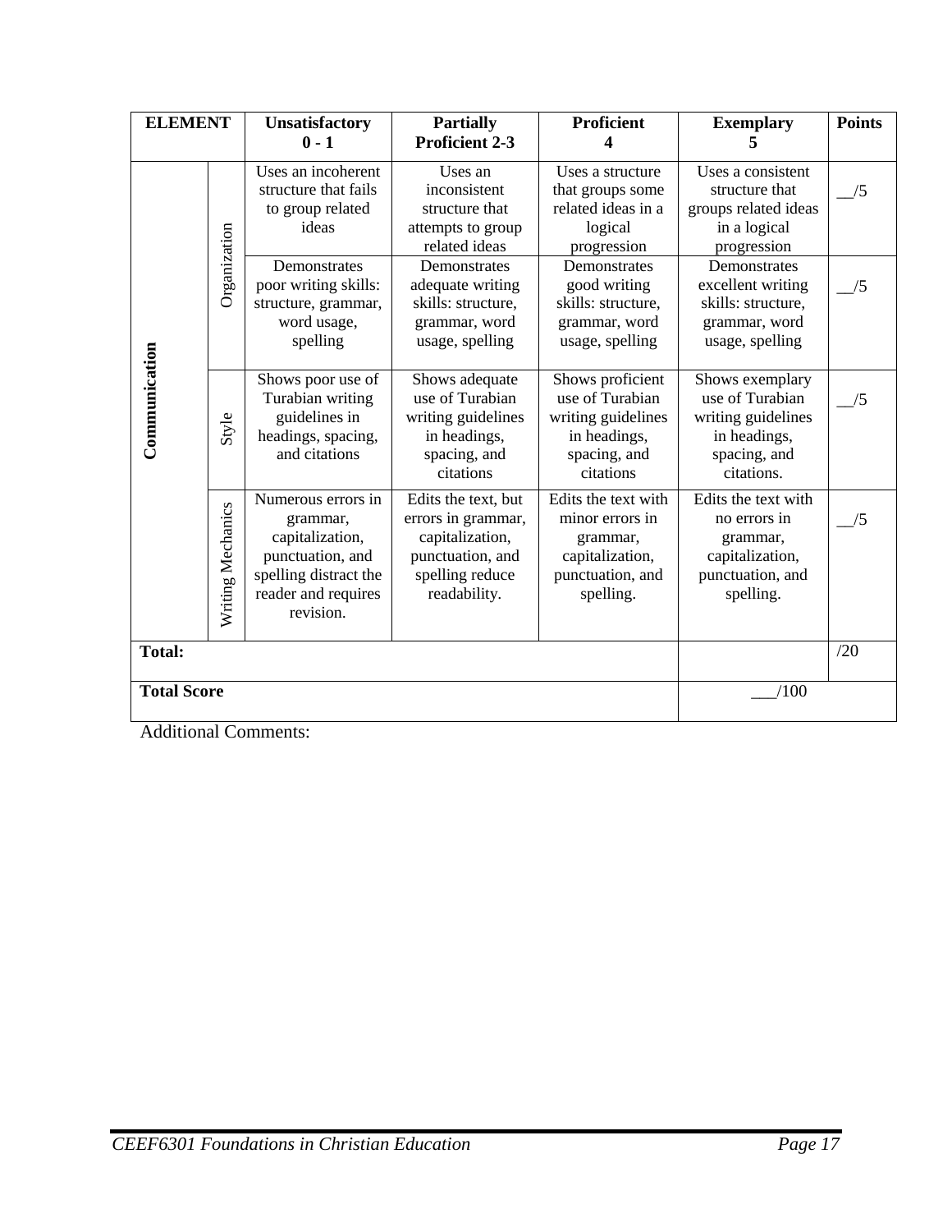| ELEMENT | | Unsatisfactory 0 - 1 | Partially Proficient 2-3 | Proficient 4 | Exemplary 5 | Points |
|---|---|---|---|---|---|---|
| Communication | Organization | Uses an incoherent structure that fails to group related ideas | Uses an inconsistent structure that attempts to group related ideas | Uses a structure that groups some related ideas in a logical progression | Uses a consistent structure that groups related ideas in a logical progression | __/5 |
| | | Demonstrates poor writing skills: structure, grammar, word usage, spelling | Demonstrates adequate writing skills: structure, grammar, word usage, spelling | Demonstrates good writing skills: structure, grammar, word usage, spelling | Demonstrates excellent writing skills: structure, grammar, word usage, spelling | __/5 |
| | Style | Shows poor use of Turabian writing guidelines in headings, spacing, and citations | Shows adequate use of Turabian writing guidelines in headings, spacing, and citations | Shows proficient use of Turabian writing guidelines in headings, spacing, and citations | Shows exemplary use of Turabian writing guidelines in headings, spacing, and citations. | __/5 |
| | Writing Mechanics | Numerous errors in grammar, capitalization, punctuation, and spelling distract the reader and requires revision. | Edits the text, but errors in grammar, capitalization, punctuation, and spelling reduce readability. | Edits the text with minor errors in grammar, capitalization, punctuation, and spelling. | Edits the text with no errors in grammar, capitalization, punctuation, and spelling. | __/5 |
| **Total:** | | | | | | /20 |
| **Total Score** | | | | | ___/100 | |

Additional Comments: